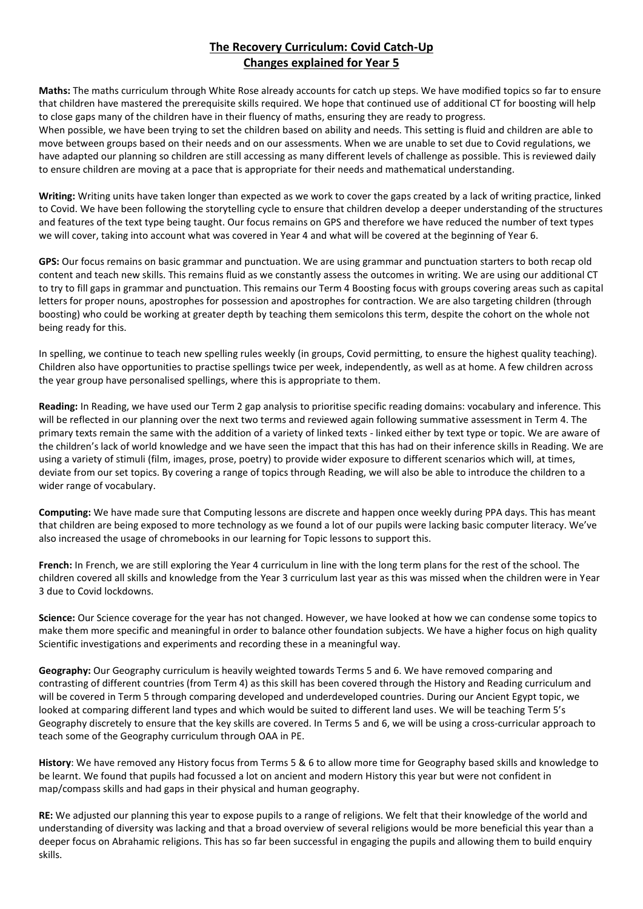# The Recovery Curriculum: Covid Catch-Up
## Changes explained for Year 5

**Maths:** The maths curriculum through White Rose already accounts for catch up steps. We have modified topics so far to ensure that children have mastered the prerequisite skills required. We hope that continued use of additional CT for boosting will help to close gaps many of the children have in their fluency of maths, ensuring they are ready to progress.
When possible, we have been trying to set the children based on ability and needs. This setting is fluid and children are able to move between groups based on their needs and on our assessments. When we are unable to set due to Covid regulations, we have adapted our planning so children are still accessing as many different levels of challenge as possible. This is reviewed daily to ensure children are moving at a pace that is appropriate for their needs and mathematical understanding.

**Writing:** Writing units have taken longer than expected as we work to cover the gaps created by a lack of writing practice, linked to Covid. We have been following the storytelling cycle to ensure that children develop a deeper understanding of the structures and features of the text type being taught. Our focus remains on GPS and therefore we have reduced the number of text types we will cover, taking into account what was covered in Year 4 and what will be covered at the beginning of Year 6.

**GPS:** Our focus remains on basic grammar and punctuation. We are using grammar and punctuation starters to both recap old content and teach new skills. This remains fluid as we constantly assess the outcomes in writing. We are using our additional CT to try to fill gaps in grammar and punctuation. This remains our Term 4 Boosting focus with groups covering areas such as capital letters for proper nouns, apostrophes for possession and apostrophes for contraction. We are also targeting children (through boosting) who could be working at greater depth by teaching them semicolons this term, despite the cohort on the whole not being ready for this.

In spelling, we continue to teach new spelling rules weekly (in groups, Covid permitting, to ensure the highest quality teaching). Children also have opportunities to practise spellings twice per week, independently, as well as at home. A few children across the year group have personalised spellings, where this is appropriate to them.

**Reading:** In Reading, we have used our Term 2 gap analysis to prioritise specific reading domains: vocabulary and inference. This will be reflected in our planning over the next two terms and reviewed again following summative assessment in Term 4. The primary texts remain the same with the addition of a variety of linked texts - linked either by text type or topic. We are aware of the children's lack of world knowledge and we have seen the impact that this has had on their inference skills in Reading. We are using a variety of stimuli (film, images, prose, poetry) to provide wider exposure to different scenarios which will, at times, deviate from our set topics. By covering a range of topics through Reading, we will also be able to introduce the children to a wider range of vocabulary.

**Computing:** We have made sure that Computing lessons are discrete and happen once weekly during PPA days. This has meant that children are being exposed to more technology as we found a lot of our pupils were lacking basic computer literacy. We've also increased the usage of chromebooks in our learning for Topic lessons to support this.

**French:** In French, we are still exploring the Year 4 curriculum in line with the long term plans for the rest of the school. The children covered all skills and knowledge from the Year 3 curriculum last year as this was missed when the children were in Year 3 due to Covid lockdowns.

**Science:** Our Science coverage for the year has not changed. However, we have looked at how we can condense some topics to make them more specific and meaningful in order to balance other foundation subjects. We have a higher focus on high quality Scientific investigations and experiments and recording these in a meaningful way.

**Geography:** Our Geography curriculum is heavily weighted towards Terms 5 and 6. We have removed comparing and contrasting of different countries (from Term 4) as this skill has been covered through the History and Reading curriculum and will be covered in Term 5 through comparing developed and underdeveloped countries. During our Ancient Egypt topic, we looked at comparing different land types and which would be suited to different land uses. We will be teaching Term 5's Geography discretely to ensure that the key skills are covered. In Terms 5 and 6, we will be using a cross-curricular approach to teach some of the Geography curriculum through OAA in PE.

**History**: We have removed any History focus from Terms 5 & 6 to allow more time for Geography based skills and knowledge to be learnt. We found that pupils had focussed a lot on ancient and modern History this year but were not confident in map/compass skills and had gaps in their physical and human geography.

**RE:** We adjusted our planning this year to expose pupils to a range of religions. We felt that their knowledge of the world and understanding of diversity was lacking and that a broad overview of several religions would be more beneficial this year than a deeper focus on Abrahamic religions. This has so far been successful in engaging the pupils and allowing them to build enquiry skills.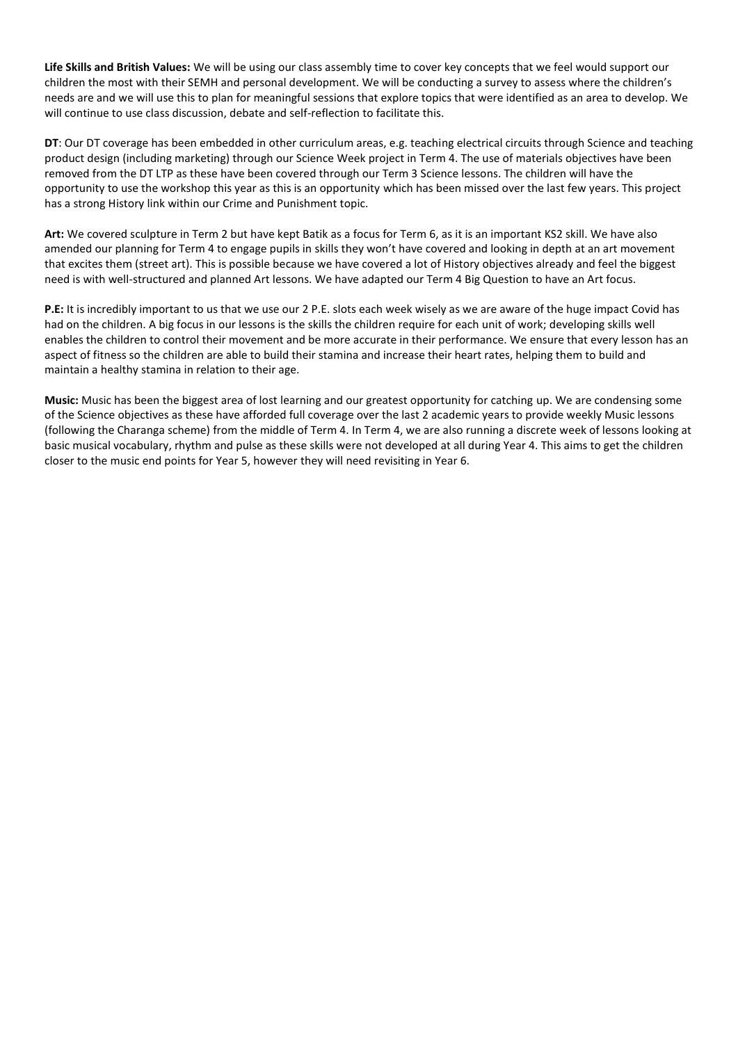**Life Skills and British Values:** We will be using our class assembly time to cover key concepts that we feel would support our children the most with their SEMH and personal development. We will be conducting a survey to assess where the children's needs are and we will use this to plan for meaningful sessions that explore topics that were identified as an area to develop. We will continue to use class discussion, debate and self-reflection to facilitate this.

**DT**: Our DT coverage has been embedded in other curriculum areas, e.g. teaching electrical circuits through Science and teaching product design (including marketing) through our Science Week project in Term 4. The use of materials objectives have been removed from the DT LTP as these have been covered through our Term 3 Science lessons. The children will have the opportunity to use the workshop this year as this is an opportunity which has been missed over the last few years. This project has a strong History link within our Crime and Punishment topic.

**Art:** We covered sculpture in Term 2 but have kept Batik as a focus for Term 6, as it is an important KS2 skill. We have also amended our planning for Term 4 to engage pupils in skills they won't have covered and looking in depth at an art movement that excites them (street art). This is possible because we have covered a lot of History objectives already and feel the biggest need is with well-structured and planned Art lessons. We have adapted our Term 4 Big Question to have an Art focus.

**P.E:** It is incredibly important to us that we use our 2 P.E. slots each week wisely as we are aware of the huge impact Covid has had on the children. A big focus in our lessons is the skills the children require for each unit of work; developing skills well enables the children to control their movement and be more accurate in their performance. We ensure that every lesson has an aspect of fitness so the children are able to build their stamina and increase their heart rates, helping them to build and maintain a healthy stamina in relation to their age.

**Music:** Music has been the biggest area of lost learning and our greatest opportunity for catching up. We are condensing some of the Science objectives as these have afforded full coverage over the last 2 academic years to provide weekly Music lessons (following the Charanga scheme) from the middle of Term 4. In Term 4, we are also running a discrete week of lessons looking at basic musical vocabulary, rhythm and pulse as these skills were not developed at all during Year 4. This aims to get the children closer to the music end points for Year 5, however they will need revisiting in Year 6.